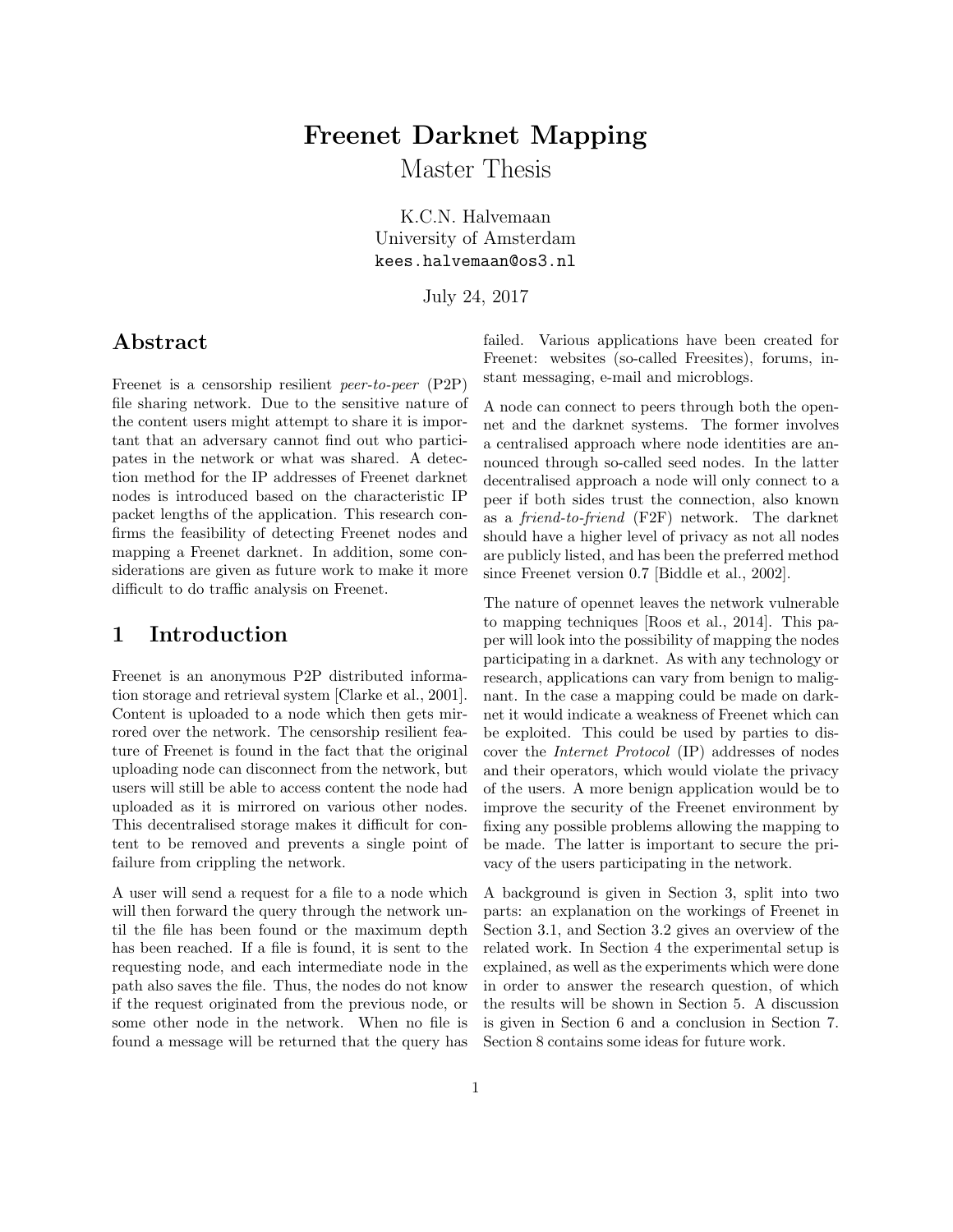# Freenet Darknet Mapping

## Master Thesis

K.C.N. Halvemaan
University of Amsterdam
kees.halvemaan@os3.nl

July 24, 2017

## Abstract

Freenet is a censorship resilient *peer-to-peer* (P2P) file sharing network. Due to the sensitive nature of the content users might attempt to share it is important that an adversary cannot find out who participates in the network or what was shared. A detection method for the IP addresses of Freenet darknet nodes is introduced based on the characteristic IP packet lengths of the application. This research confirms the feasibility of detecting Freenet nodes and mapping a Freenet darknet. In addition, some considerations are given as future work to make it more difficult to do traffic analysis on Freenet.

## 1 Introduction

Freenet is an anonymous P2P distributed information storage and retrieval system [Clarke et al., 2001]. Content is uploaded to a node which then gets mirrored over the network. The censorship resilient feature of Freenet is found in the fact that the original uploading node can disconnect from the network, but users will still be able to access content the node had uploaded as it is mirrored on various other nodes. This decentralised storage makes it difficult for content to be removed and prevents a single point of failure from crippling the network.

A user will send a request for a file to a node which will then forward the query through the network until the file has been found or the maximum depth has been reached. If a file is found, it is sent to the requesting node, and each intermediate node in the path also saves the file. Thus, the nodes do not know if the request originated from the previous node, or some other node in the network. When no file is found a message will be returned that the query has failed. Various applications have been created for Freenet: websites (so-called Freesites), forums, instant messaging, e-mail and microblogs.

A node can connect to peers through both the opennet and the darknet systems. The former involves a centralised approach where node identities are announced through so-called seed nodes. In the latter decentralised approach a node will only connect to a peer if both sides trust the connection, also known as a *friend-to-friend* (F2F) network. The darknet should have a higher level of privacy as not all nodes are publicly listed, and has been the preferred method since Freenet version 0.7 [Biddle et al., 2002].

The nature of opennet leaves the network vulnerable to mapping techniques [Roos et al., 2014]. This paper will look into the possibility of mapping the nodes participating in a darknet. As with any technology or research, applications can vary from benign to malignant. In the case a mapping could be made on darknet it would indicate a weakness of Freenet which can be exploited. This could be used by parties to discover the *Internet Protocol* (IP) addresses of nodes and their operators, which would violate the privacy of the users. A more benign application would be to improve the security of the Freenet environment by fixing any possible problems allowing the mapping to be made. The latter is important to secure the privacy of the users participating in the network.

A background is given in Section 3, split into two parts: an explanation on the workings of Freenet in Section 3.1, and Section 3.2 gives an overview of the related work. In Section 4 the experimental setup is explained, as well as the experiments which were done in order to answer the research question, of which the results will be shown in Section 5. A discussion is given in Section 6 and a conclusion in Section 7. Section 8 contains some ideas for future work.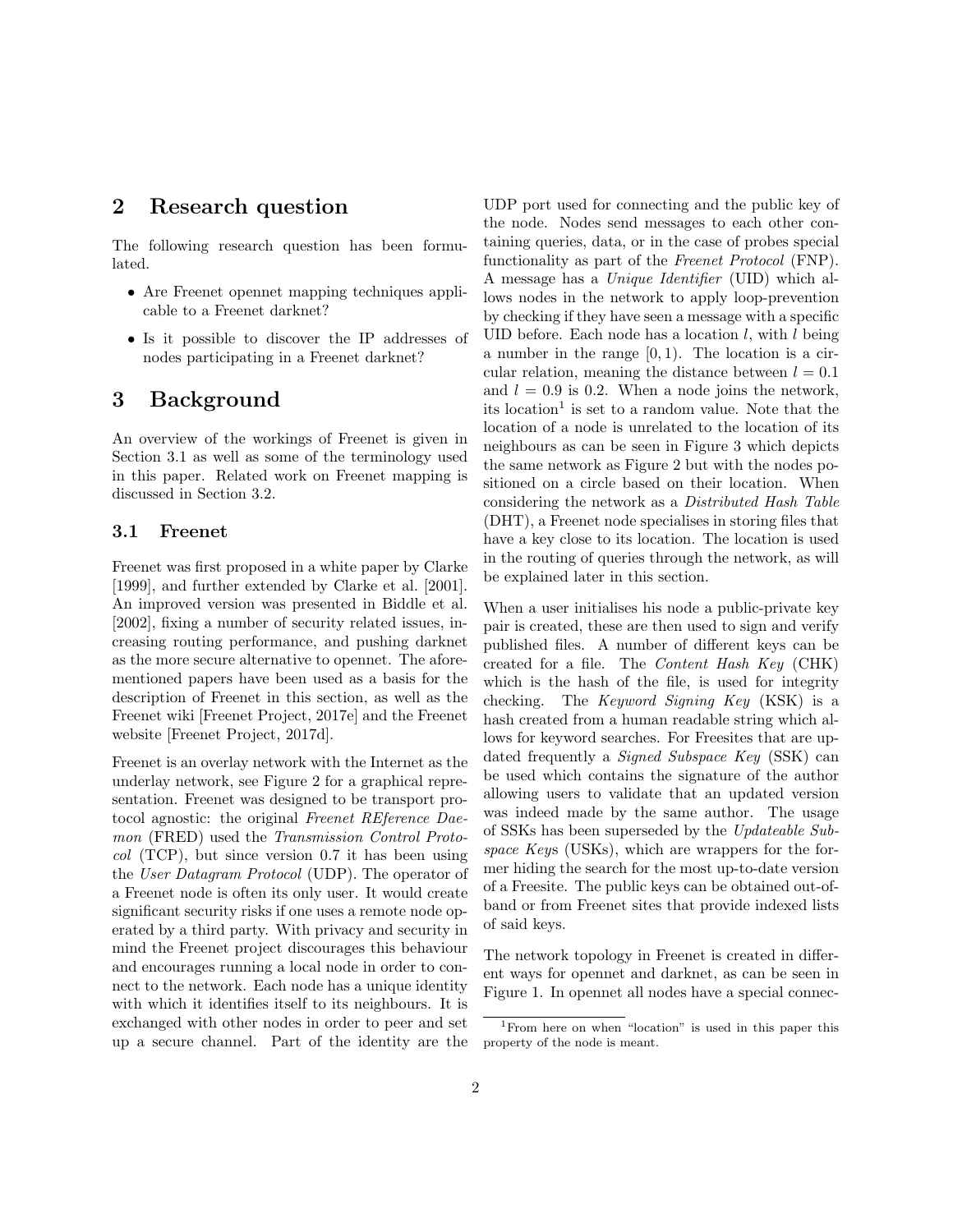## 2 Research question

The following research question has been formulated.

- Are Freenet opennet mapping techniques applicable to a Freenet darknet?
- Is it possible to discover the IP addresses of nodes participating in a Freenet darknet?

## 3 Background

An overview of the workings of Freenet is given in Section 3.1 as well as some of the terminology used in this paper. Related work on Freenet mapping is discussed in Section 3.2.

### 3.1 Freenet

Freenet was first proposed in a white paper by Clarke [1999], and further extended by Clarke et al. [2001]. An improved version was presented in Biddle et al. [2002], fixing a number of security related issues, increasing routing performance, and pushing darknet as the more secure alternative to opennet. The aforementioned papers have been used as a basis for the description of Freenet in this section, as well as the Freenet wiki [Freenet Project, 2017e] and the Freenet website [Freenet Project, 2017d].

Freenet is an overlay network with the Internet as the underlay network, see Figure 2 for a graphical representation. Freenet was designed to be transport protocol agnostic: the original *Freenet REference Daemon* (FRED) used the *Transmission Control Protocol* (TCP), but since version 0.7 it has been using the *User Datagram Protocol* (UDP). The operator of a Freenet node is often its only user. It would create significant security risks if one uses a remote node operated by a third party. With privacy and security in mind the Freenet project discourages this behaviour and encourages running a local node in order to connect to the network. Each node has a unique identity with which it identifies itself to its neighbours. It is exchanged with other nodes in order to peer and set up a secure channel. Part of the identity are the UDP port used for connecting and the public key of the node. Nodes send messages to each other containing queries, data, or in the case of probes special functionality as part of the *Freenet Protocol* (FNP). A message has a *Unique Identifier* (UID) which allows nodes in the network to apply loop-prevention by checking if they have seen a message with a specific UID before. Each node has a location $l$, with $l$ being a number in the range $[0, 1)$. The location is a circular relation, meaning the distance between $l = 0.1$ and $l = 0.9$ is 0.2. When a node joins the network, its location[1] is set to a random value. Note that the location of a node is unrelated to the location of its neighbours as can be seen in Figure 3 which depicts the same network as Figure 2 but with the nodes positioned on a circle based on their location. When considering the network as a *Distributed Hash Table* (DHT), a Freenet node specialises in storing files that have a key close to its location. The location is used in the routing of queries through the network, as will be explained later in this section.

When a user initialises his node a public-private key pair is created, these are then used to sign and verify published files. A number of different keys can be created for a file. The *Content Hash Key* (CHK) which is the hash of the file, is used for integrity checking. The *Keyword Signing Key* (KSK) is a hash created from a human readable string which allows for keyword searches. For Freesites that are updated frequently a *Signed Subspace Key* (SSK) can be used which contains the signature of the author allowing users to validate that an updated version was indeed made by the same author. The usage of SSKs has been superseded by the *Updateable Subspace Keys* (USKs), which are wrappers for the former hiding the search for the most up-to-date version of a Freesite. The public keys can be obtained out-of-band or from Freenet sites that provide indexed lists of said keys.

The network topology in Freenet is created in different ways for opennet and darknet, as can be seen in Figure 1. In opennet all nodes have a special connec-

[1] From here on when "location" is used in this paper this property of the node is meant.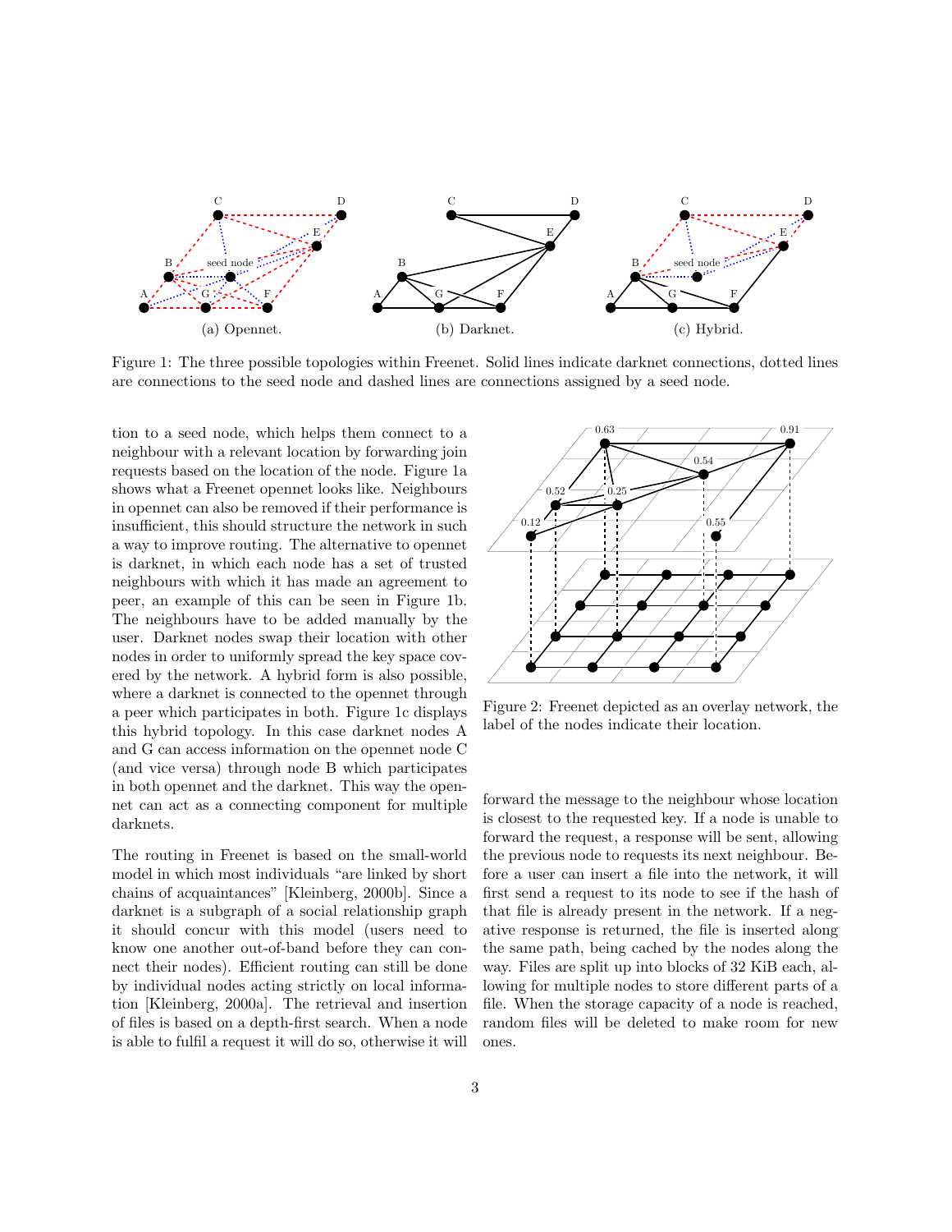Figure 1: The three possible topologies within Freenet. Solid lines indicate darknet connections, dotted lines are connections to the seed node and dashed lines are connections assigned by a seed node.

tion to a seed node, which helps them connect to a neighbour with a relevant location by forwarding join requests based on the location of the node. Figure 1a shows what a Freenet opennet looks like. Neighbours in opennet can also be removed if their performance is insufficient, this should structure the network in such a way to improve routing. The alternative to opennet is darknet, in which each node has a set of trusted neighbours with which it has made an agreement to peer, an example of this can be seen in Figure 1b. The neighbours have to be added manually by the user. Darknet nodes swap their location with other nodes in order to uniformly spread the key space covered by the network. A hybrid form is also possible, where a darknet is connected to the opennet through a peer which participates in both. Figure 1c displays this hybrid topology. In this case darknet nodes A and G can access information on the opennet node C (and vice versa) through node B which participates in both opennet and the darknet. This way the opennet can act as a connecting component for multiple darknets.

The routing in Freenet is based on the small-world model in which most individuals "are linked by short chains of acquaintances" [Kleinberg, 2000b]. Since a darknet is a subgraph of a social relationship graph it should concur with this model (users need to know one another out-of-band before they can connect their nodes). Efficient routing can still be done by individual nodes acting strictly on local information [Kleinberg, 2000a]. The retrieval and insertion of files is based on a depth-first search. When a node is able to fulfil a request it will do so, otherwise it will forward the message to the neighbour whose location is closest to the requested key. If a node is unable to forward the request, a response will be sent, allowing the previous node to requests its next neighbour. Before a user can insert a file into the network, it will first send a request to its node to see if the hash of that file is already present in the network. If a negative response is returned, the file is inserted along the same path, being cached by the nodes along the way. Files are split up into blocks of 32 KiB each, allowing for multiple nodes to store different parts of a file. When the storage capacity of a node is reached, random files will be deleted to make room for new ones.

Figure 2: Freenet depicted as an overlay network, the label of the nodes indicate their location.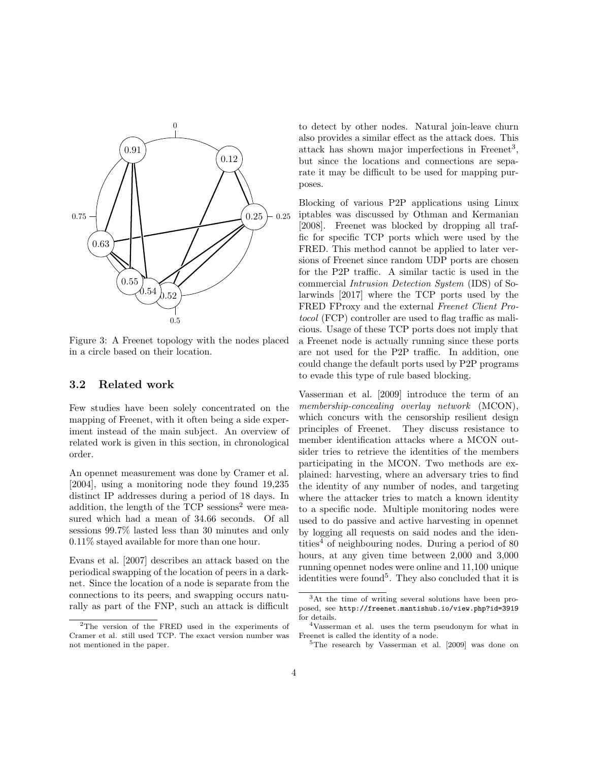Figure 3: A Freenet topology with the nodes placed in a circle based on their location.

### 3.2 Related work

Few studies have been solely concentrated on the mapping of Freenet, with it often being a side experiment instead of the main subject. An overview of related work is given in this section, in chronological order.

An opennet measurement was done by Cramer et al. [2004], using a monitoring node they found 19,235 distinct IP addresses during a period of 18 days. In addition, the length of the TCP sessions[2] were measured which had a mean of 34.66 seconds. Of all sessions 99.7% lasted less than 30 minutes and only 0.11% stayed available for more than one hour.

Evans et al. [2007] describes an attack based on the periodical swapping of the location of peers in a darknet. Since the location of a node is separate from the connections to its peers, and swapping occurs naturally as part of the FNP, such an attack is difficult to detect by other nodes. Natural join-leave churn also provides a similar effect as the attack does. This attack has shown major imperfections in Freenet[3], but since the locations and connections are separate it may be difficult to be used for mapping purposes.

Blocking of various P2P applications using Linux iptables was discussed by Othman and Kermanian [2008]. Freenet was blocked by dropping all traffic for specific TCP ports which were used by the FRED. This method cannot be applied to later versions of Freenet since random UDP ports are chosen for the P2P traffic. A similar tactic is used in the commercial *Intrusion Detection System* (IDS) of Solarwinds [2017] where the TCP ports used by the FRED FProxy and the external *Freenet Client Protocol* (FCP) controller are used to flag traffic as malicious. Usage of these TCP ports does not imply that a Freenet node is actually running since these ports are not used for the P2P traffic. In addition, one could change the default ports used by P2P programs to evade this type of rule based blocking.

Vasserman et al. [2009] introduce the term of an *membership-concealing overlay network* (MCON), which concurs with the censorship resilient design principles of Freenet. They discuss resistance to member identification attacks where a MCON outsider tries to retrieve the identities of the members participating in the MCON. Two methods are explained: harvesting, where an adversary tries to find the identity of any number of nodes, and targeting where the attacker tries to match a known identity to a specific node. Multiple monitoring nodes were used to do passive and active harvesting in opennet by logging all requests on said nodes and the identities[4] of neighbouring nodes. During a period of 80 hours, at any given time between 2,000 and 3,000 running opennet nodes were online and 11,100 unique identities were found[5]. They also concluded that it is

[2]The version of the FRED used in the experiments of Cramer et al. still used TCP. The exact version number was not mentioned in the paper.

[3]At the time of writing several solutions have been proposed, see `http://freenet.mantishub.io/view.php?id=3919` for details.

[4]Vasserman et al. uses the term pseudonym for what in Freenet is called the identity of a node.

[5]The research by Vasserman et al. [2009] was done on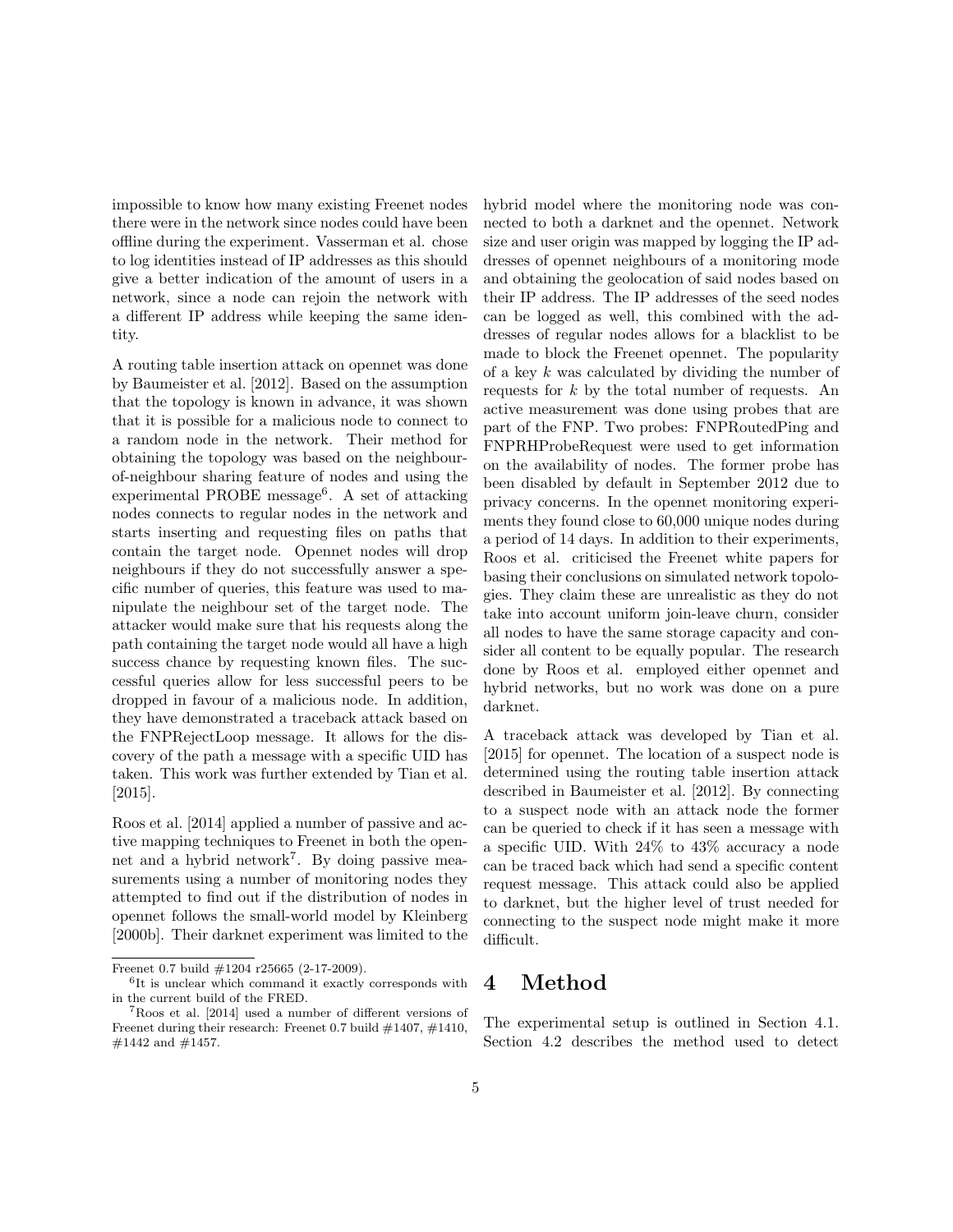impossible to know how many existing Freenet nodes there were in the network since nodes could have been offline during the experiment. Vasserman et al. chose to log identities instead of IP addresses as this should give a better indication of the amount of users in a network, since a node can rejoin the network with a different IP address while keeping the same identity.

A routing table insertion attack on opennet was done by Baumeister et al. [2012]. Based on the assumption that the topology is known in advance, it was shown that it is possible for a malicious node to connect to a random node in the network. Their method for obtaining the topology was based on the neighbour-of-neighbour sharing feature of nodes and using the experimental PROBE message[6]. A set of attacking nodes connects to regular nodes in the network and starts inserting and requesting files on paths that contain the target node. Opennet nodes will drop neighbours if they do not successfully answer a specific number of queries, this feature was used to manipulate the neighbour set of the target node. The attacker would make sure that his requests along the path containing the target node would all have a high success chance by requesting known files. The successful queries allow for less successful peers to be dropped in favour of a malicious node. In addition, they have demonstrated a traceback attack based on the FNPRejectLoop message. It allows for the discovery of the path a message with a specific UID has taken. This work was further extended by Tian et al. [2015].

Roos et al. [2014] applied a number of passive and active mapping techniques to Freenet in both the opennet and a hybrid network[7]. By doing passive measurements using a number of monitoring nodes they attempted to find out if the distribution of nodes in opennet follows the small-world model by Kleinberg [2000b]. Their darknet experiment was limited to the hybrid model where the monitoring node was connected to both a darknet and the opennet. Network size and user origin was mapped by logging the IP addresses of opennet neighbours of a monitoring mode and obtaining the geolocation of said nodes based on their IP address. The IP addresses of the seed nodes can be logged as well, this combined with the addresses of regular nodes allows for a blacklist to be made to block the Freenet opennet. The popularity of a key $k$ was calculated by dividing the number of requests for $k$ by the total number of requests. An active measurement was done using probes that are part of the FNP. Two probes: FNPRoutedPing and FNPRHProbeRequest were used to get information on the availability of nodes. The former probe has been disabled by default in September 2012 due to privacy concerns. In the opennet monitoring experiments they found close to 60,000 unique nodes during a period of 14 days. In addition to their experiments, Roos et al. criticised the Freenet white papers for basing their conclusions on simulated network topologies. They claim these are unrealistic as they do not take into account uniform join-leave churn, consider all nodes to have the same storage capacity and consider all content to be equally popular. The research done by Roos et al. employed either opennet and hybrid networks, but no work was done on a pure darknet.

A traceback attack was developed by Tian et al. [2015] for opennet. The location of a suspect node is determined using the routing table insertion attack described in Baumeister et al. [2012]. By connecting to a suspect node with an attack node the former can be queried to check if it has seen a message with a specific UID. With 24% to 43% accuracy a node can be traced back which had send a specific content request message. This attack could also be applied to darknet, but the higher level of trust needed for connecting to the suspect node might make it more difficult.

# 4 Method

The experimental setup is outlined in Section 4.1. Section 4.2 describes the method used to detect

---

Freenet 0.7 build #1204 r25665 (2-17-2009).

[6] It is unclear which command it exactly corresponds with in the current build of the FRED.

[7] Roos et al. [2014] used a number of different versions of Freenet during their research: Freenet 0.7 build #1407, #1410, #1442 and #1457.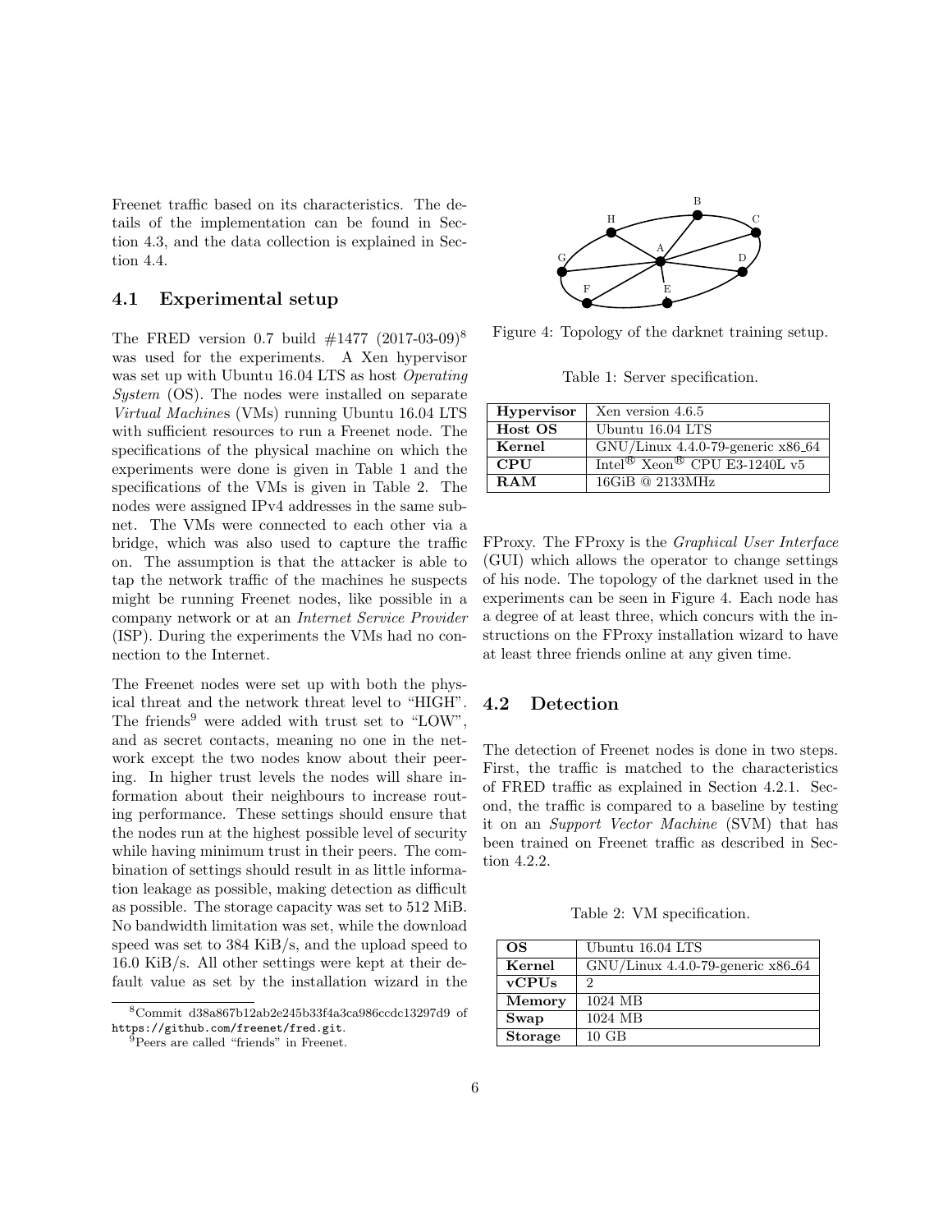Freenet traffic based on its characteristics. The details of the implementation can be found in Section 4.3, and the data collection is explained in Section 4.4.

## 4.1 Experimental setup

The FRED version 0.7 build #1477 (2017-03-09)[8] was used for the experiments. A Xen hypervisor was set up with Ubuntu 16.04 LTS as host *Operating System* (OS). The nodes were installed on separate *Virtual Machine*s (VMs) running Ubuntu 16.04 LTS with sufficient resources to run a Freenet node. The specifications of the physical machine on which the experiments were done is given in Table 1 and the specifications of the VMs is given in Table 2. The nodes were assigned IPv4 addresses in the same subnet. The VMs were connected to each other via a bridge, which was also used to capture the traffic on. The assumption is that the attacker is able to tap the network traffic of the machines he suspects might be running Freenet nodes, like possible in a company network or at an *Internet Service Provider* (ISP). During the experiments the VMs had no connection to the Internet.

The Freenet nodes were set up with both the physical threat and the network threat level to "HIGH". The friends[9] were added with trust set to "LOW", and as secret contacts, meaning no one in the network except the two nodes know about their peering. In higher trust levels the nodes will share information about their neighbours to increase routing performance. These settings should ensure that the nodes run at the highest possible level of security while having minimum trust in their peers. The combination of settings should result in as little information leakage as possible, making detection as difficult as possible. The storage capacity was set to 512 MiB. No bandwidth limitation was set, while the download speed was set to 384 KiB/s, and the upload speed to 16.0 KiB/s. All other settings were kept at their default value as set by the installation wizard in the FProxy. The FProxy is the *Graphical User Interface* (GUI) which allows the operator to change settings of his node. The topology of the darknet used in the experiments can be seen in Figure 4. Each node has a degree of at least three, which concurs with the instructions on the FProxy installation wizard to have at least three friends online at any given time.

[8] Commit d38a867b12ab2e245b33f4a3ca986ccdc13297d9 of `https://github.com/freenet/fred.git`.

[9] Peers are called "friends" in Freenet.

Figure 4: Topology of the darknet training setup.

Table 1: Server specification.

| | |
|---|---|
| **Hypervisor** | Xen version 4.6.5 |
| **Host OS** | Ubuntu 16.04 LTS |
| **Kernel** | GNU/Linux 4.4.0-79-generic x86_64 |
| **CPU** | Intel® Xeon® CPU E3-1240L v5 |
| **RAM** | 16GiB @ 2133MHz |

## 4.2 Detection

The detection of Freenet nodes is done in two steps. First, the traffic is matched to the characteristics of FRED traffic as explained in Section 4.2.1. Second, the traffic is compared to a baseline by testing it on an *Support Vector Machine* (SVM) that has been trained on Freenet traffic as described in Section 4.2.2.

Table 2: VM specification.

| | |
|---|---|
| **OS** | Ubuntu 16.04 LTS |
| **Kernel** | GNU/Linux 4.4.0-79-generic x86_64 |
| **vCPUs** | 2 |
| **Memory** | 1024 MB |
| **Swap** | 1024 MB |
| **Storage** | 10 GB |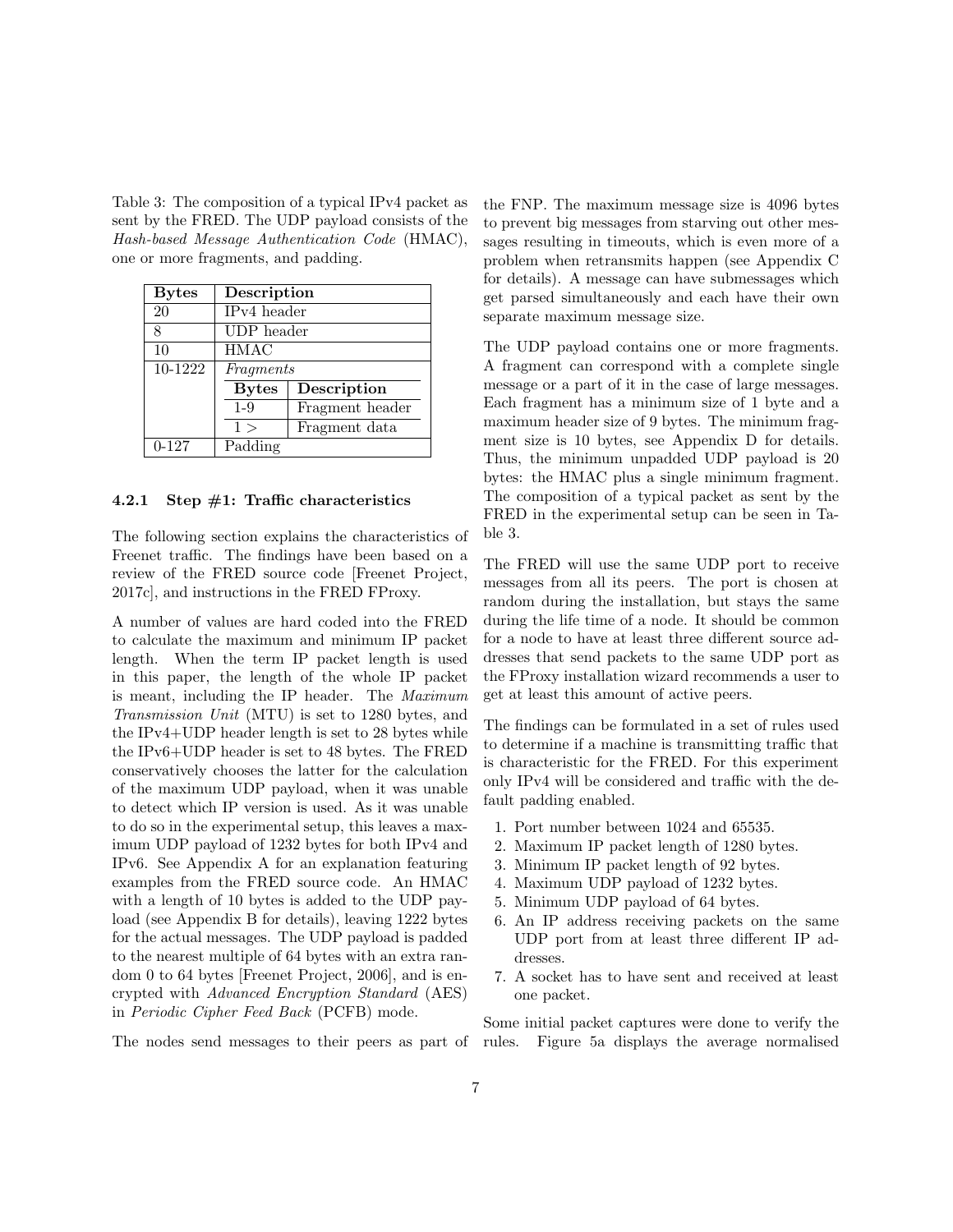Table 3: The composition of a typical IPv4 packet as sent by the FRED. The UDP payload consists of the *Hash-based Message Authentication Code* (HMAC), one or more fragments, and padding.

| Bytes | Description | |
|---|---|---|
| 20 | IPv4 header | |
| 8 | UDP header | |
| 10 | HMAC | |
| 10-1222 | *Fragments* | |
| | **Bytes** | **Description** |
| | 1-9 | Fragment header |
| | 1 > | Fragment data |
| 0-127 | Padding | |

#### 4.2.1 Step #1: Traffic characteristics

The following section explains the characteristics of Freenet traffic. The findings have been based on a review of the FRED source code [Freenet Project, 2017c], and instructions in the FRED FProxy.

A number of values are hard coded into the FRED to calculate the maximum and minimum IP packet length. When the term IP packet length is used in this paper, the length of the whole IP packet is meant, including the IP header. The *Maximum Transmission Unit* (MTU) is set to 1280 bytes, and the IPv4+UDP header length is set to 28 bytes while the IPv6+UDP header is set to 48 bytes. The FRED conservatively chooses the latter for the calculation of the maximum UDP payload, when it was unable to detect which IP version is used. As it was unable to do so in the experimental setup, this leaves a maximum UDP payload of 1232 bytes for both IPv4 and IPv6. See Appendix A for an explanation featuring examples from the FRED source code. An HMAC with a length of 10 bytes is added to the UDP payload (see Appendix B for details), leaving 1222 bytes for the actual messages. The UDP payload is padded to the nearest multiple of 64 bytes with an extra random 0 to 64 bytes [Freenet Project, 2006], and is encrypted with *Advanced Encryption Standard* (AES) in *Periodic Cipher Feed Back* (PCFB) mode.

The nodes send messages to their peers as part of the FNP. The maximum message size is 4096 bytes to prevent big messages from starving out other messages resulting in timeouts, which is even more of a problem when retransmits happen (see Appendix C for details). A message can have submessages which get parsed simultaneously and each have their own separate maximum message size.

The UDP payload contains one or more fragments. A fragment can correspond with a complete single message or a part of it in the case of large messages. Each fragment has a minimum size of 1 byte and a maximum header size of 9 bytes. The minimum fragment size is 10 bytes, see Appendix D for details. Thus, the minimum unpadded UDP payload is 20 bytes: the HMAC plus a single minimum fragment. The composition of a typical packet as sent by the FRED in the experimental setup can be seen in Table 3.

The FRED will use the same UDP port to receive messages from all its peers. The port is chosen at random during the installation, but stays the same during the life time of a node. It should be common for a node to have at least three different source addresses that send packets to the same UDP port as the FProxy installation wizard recommends a user to get at least this amount of active peers.

The findings can be formulated in a set of rules used to determine if a machine is transmitting traffic that is characteristic for the FRED. For this experiment only IPv4 will be considered and traffic with the default padding enabled.

1. Port number between 1024 and 65535.
2. Maximum IP packet length of 1280 bytes.
3. Minimum IP packet length of 92 bytes.
4. Maximum UDP payload of 1232 bytes.
5. Minimum UDP payload of 64 bytes.
6. An IP address receiving packets on the same UDP port from at least three different IP addresses.
7. A socket has to have sent and received at least one packet.

Some initial packet captures were done to verify the rules. Figure 5a displays the average normalised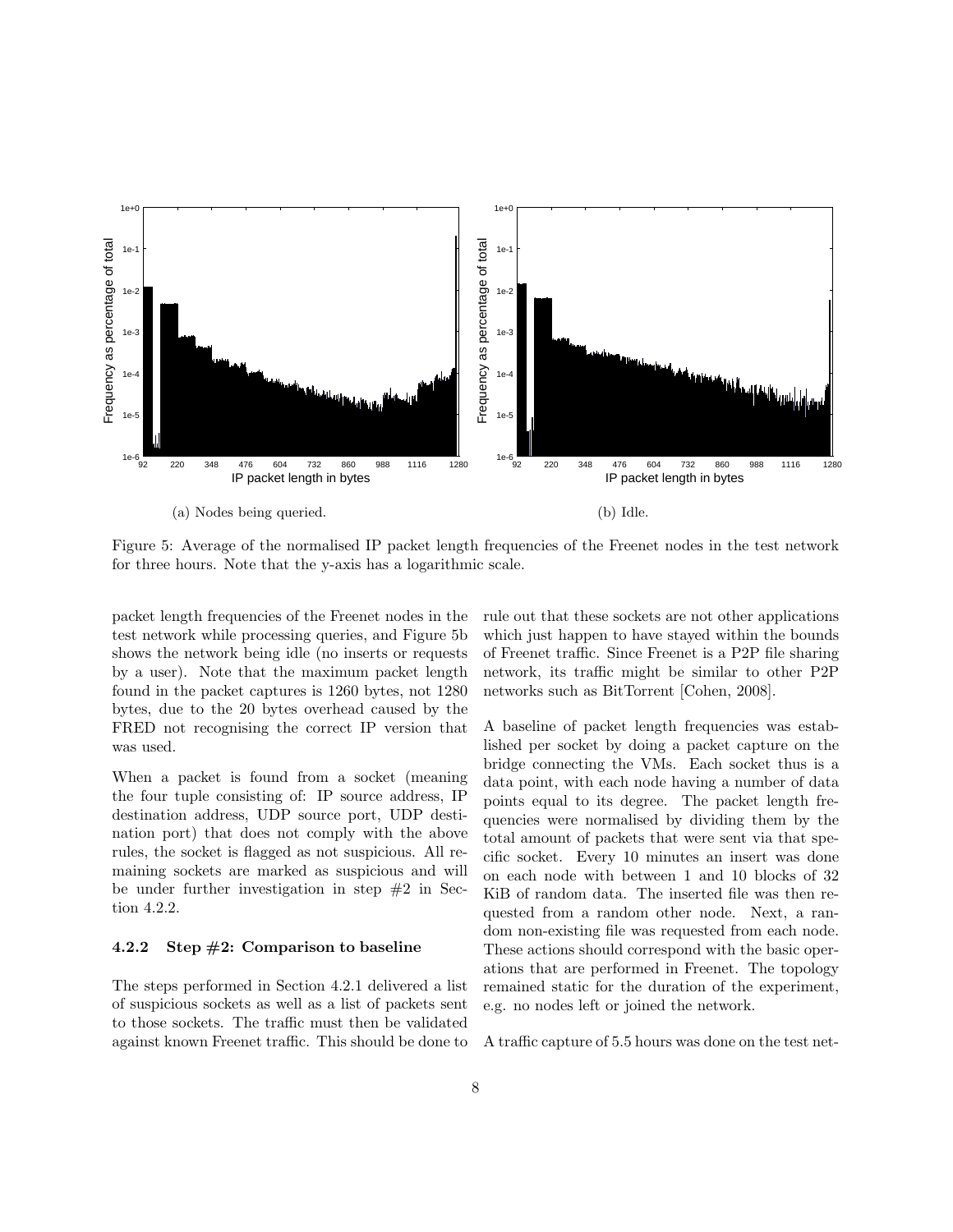(a) Nodes being queried.

(b) Idle.

Figure 5: Average of the normalised IP packet length frequencies of the Freenet nodes in the test network for three hours. Note that the y-axis has a logarithmic scale.

packet length frequencies of the Freenet nodes in the test network while processing queries, and Figure 5b shows the network being idle (no inserts or requests by a user). Note that the maximum packet length found in the packet captures is 1260 bytes, not 1280 bytes, due to the 20 bytes overhead caused by the FRED not recognising the correct IP version that was used.

When a packet is found from a socket (meaning the four tuple consisting of: IP source address, IP destination address, UDP source port, UDP destination port) that does not comply with the above rules, the socket is flagged as not suspicious. All remaining sockets are marked as suspicious and will be under further investigation in step #2 in Section 4.2.2.

### 4.2.2 Step #2: Comparison to baseline

The steps performed in Section 4.2.1 delivered a list of suspicious sockets as well as a list of packets sent to those sockets. The traffic must then be validated against known Freenet traffic. This should be done to rule out that these sockets are not other applications which just happen to have stayed within the bounds of Freenet traffic. Since Freenet is a P2P file sharing network, its traffic might be similar to other P2P networks such as BitTorrent [Cohen, 2008].

A baseline of packet length frequencies was established per socket by doing a packet capture on the bridge connecting the VMs. Each socket thus is a data point, with each node having a number of data points equal to its degree. The packet length frequencies were normalised by dividing them by the total amount of packets that were sent via that specific socket. Every 10 minutes an insert was done on each node with between 1 and 10 blocks of 32 KiB of random data. The inserted file was then requested from a random other node. Next, a random non-existing file was requested from each node. These actions should correspond with the basic operations that are performed in Freenet. The topology remained static for the duration of the experiment, e.g. no nodes left or joined the network.

A traffic capture of 5.5 hours was done on the test net-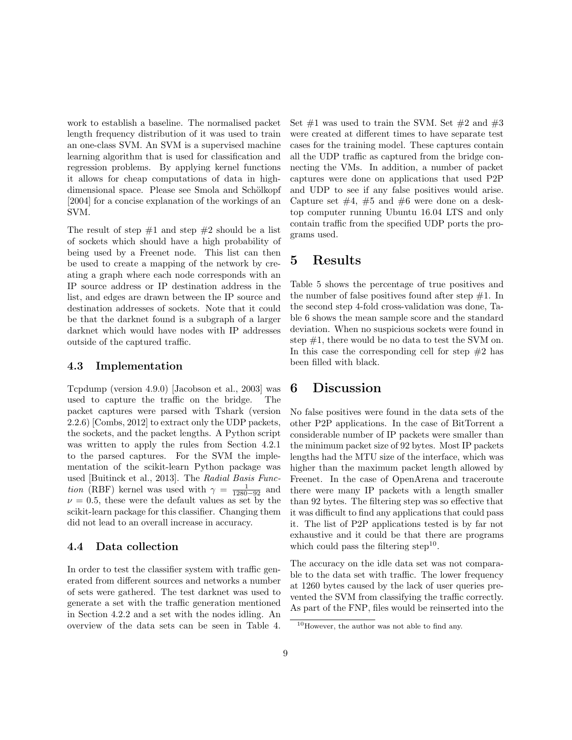work to establish a baseline. The normalised packet length frequency distribution of it was used to train an one-class SVM. An SVM is a supervised machine learning algorithm that is used for classification and regression problems. By applying kernel functions it allows for cheap computations of data in high-dimensional space. Please see Smola and Schölkopf [2004] for a concise explanation of the workings of an SVM.

The result of step #1 and step #2 should be a list of sockets which should have a high probability of being used by a Freenet node. This list can then be used to create a mapping of the network by creating a graph where each node corresponds with an IP source address or IP destination address in the list, and edges are drawn between the IP source and destination addresses of sockets. Note that it could be that the darknet found is a subgraph of a larger darknet which would have nodes with IP addresses outside of the captured traffic.

### 4.3 Implementation

Tcpdump (version 4.9.0) [Jacobson et al., 2003] was used to capture the traffic on the bridge. The packet captures were parsed with Tshark (version 2.2.6) [Combs, 2012] to extract only the UDP packets, the sockets, and the packet lengths. A Python script was written to apply the rules from Section 4.2.1 to the parsed captures. For the SVM the implementation of the scikit-learn Python package was used [Buitinck et al., 2013]. The *Radial Basis Function* (RBF) kernel was used with $\gamma = \frac{1}{1280-92}$ and $\nu = 0.5$, these were the default values as set by the scikit-learn package for this classifier. Changing them did not lead to an overall increase in accuracy.

### 4.4 Data collection

In order to test the classifier system with traffic generated from different sources and networks a number of sets were gathered. The test darknet was used to generate a set with the traffic generation mentioned in Section 4.2.2 and a set with the nodes idling. An overview of the data sets can be seen in Table 4. Set #1 was used to train the SVM. Set #2 and #3 were created at different times to have separate test cases for the training model. These captures contain all the UDP traffic as captured from the bridge connecting the VMs. In addition, a number of packet captures were done on applications that used P2P and UDP to see if any false positives would arise. Capture set #4, #5 and #6 were done on a desktop computer running Ubuntu 16.04 LTS and only contain traffic from the specified UDP ports the programs used.

## 5 Results

Table 5 shows the percentage of true positives and the number of false positives found after step #1. In the second step 4-fold cross-validation was done, Table 6 shows the mean sample score and the standard deviation. When no suspicious sockets were found in step #1, there would be no data to test the SVM on. In this case the corresponding cell for step #2 has been filled with black.

## 6 Discussion

No false positives were found in the data sets of the other P2P applications. In the case of BitTorrent a considerable number of IP packets were smaller than the minimum packet size of 92 bytes. Most IP packets lengths had the MTU size of the interface, which was higher than the maximum packet length allowed by Freenet. In the case of OpenArena and traceroute there were many IP packets with a length smaller than 92 bytes. The filtering step was so effective that it was difficult to find any applications that could pass it. The list of P2P applications tested is by far not exhaustive and it could be that there are programs which could pass the filtering step[10].

The accuracy on the idle data set was not comparable to the data set with traffic. The lower frequency at 1260 bytes caused by the lack of user queries prevented the SVM from classifying the traffic correctly. As part of the FNP, files would be reinserted into the

[10] However, the author was not able to find any.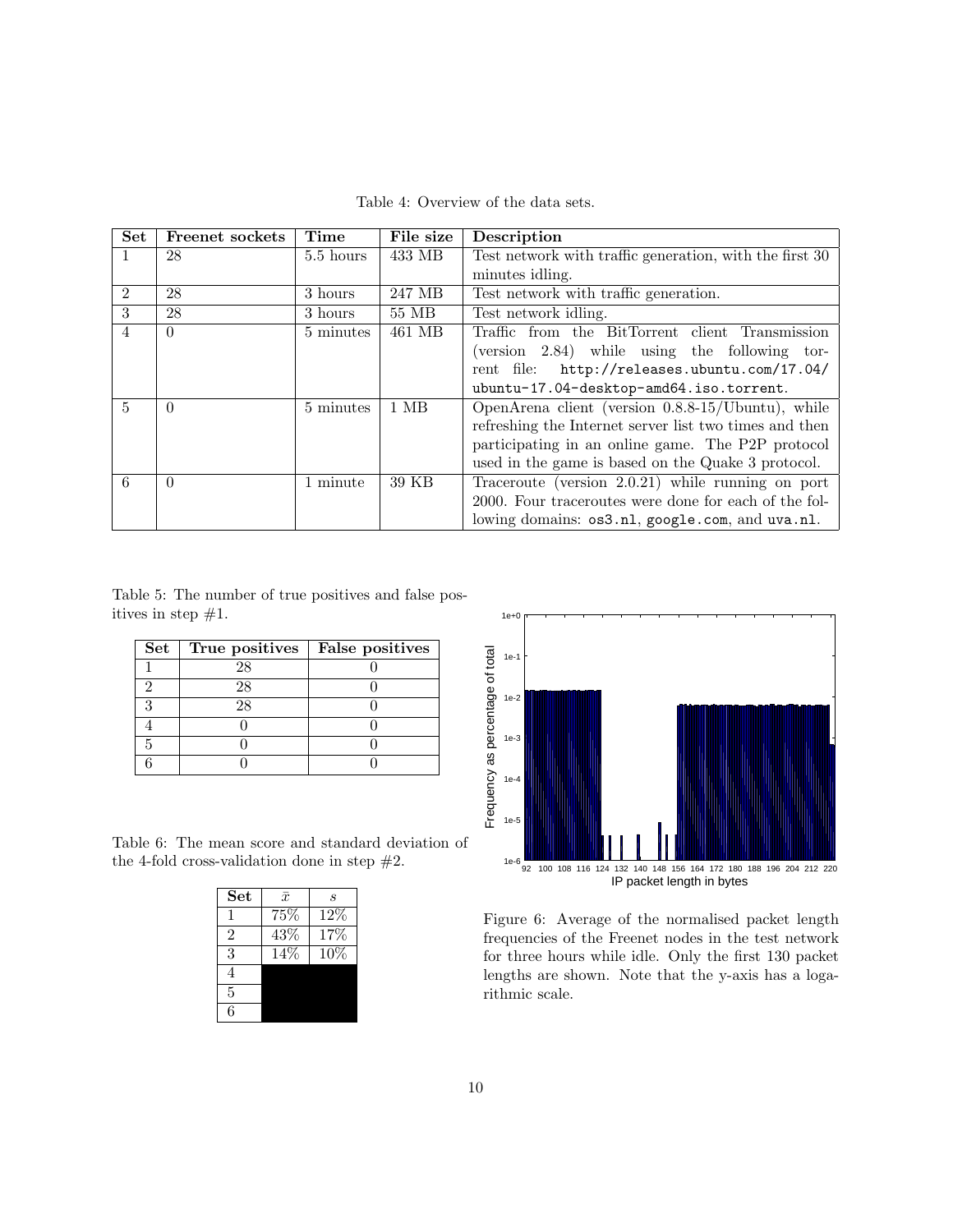Table 4: Overview of the data sets.

| Set | Freenet sockets | Time | File size | Description |
|---|---|---|---|---|
| 1 | 28 | 5.5 hours | 433 MB | Test network with traffic generation, with the first 30 minutes idling. |
| 2 | 28 | 3 hours | 247 MB | Test network with traffic generation. |
| 3 | 28 | 3 hours | 55 MB | Test network idling. |
| 4 | 0 | 5 minutes | 461 MB | Traffic from the BitTorrent client Transmission (version 2.84) while using the following torrent file: `http://releases.ubuntu.com/17.04/ubuntu-17.04-desktop-amd64.iso.torrent`. |
| 5 | 0 | 5 minutes | 1 MB | OpenArena client (version 0.8.8-15/Ubuntu), while refreshing the Internet server list two times and then participating in an online game. The P2P protocol used in the game is based on the Quake 3 protocol. |
| 6 | 0 | 1 minute | 39 KB | Traceroute (version 2.0.21) while running on port 2000. Four traceroutes were done for each of the following domains: `os3.nl`, `google.com`, and `uva.nl`. |

Table 5: The number of true positives and false positives in step #1.

| Set | True positives | False positives |
|---|---|---|
| 1 | 28 | 0 |
| 2 | 28 | 0 |
| 3 | 28 | 0 |
| 4 | 0 | 0 |
| 5 | 0 | 0 |
| 6 | 0 | 0 |

Table 6: The mean score and standard deviation of the 4-fold cross-validation done in step #2.

| Set | $\bar{x}$ | $s$ |
|---|---|---|
| 1 | 75% | 12% |
| 2 | 43% | 17% |
| 3 | 14% | 10% |
| 4 | | |
| 5 | | |
| 6 | | |

Figure 6: Average of the normalised packet length frequencies of the Freenet nodes in the test network for three hours while idle. Only the first 130 packet lengths are shown. Note that the y-axis has a logarithmic scale.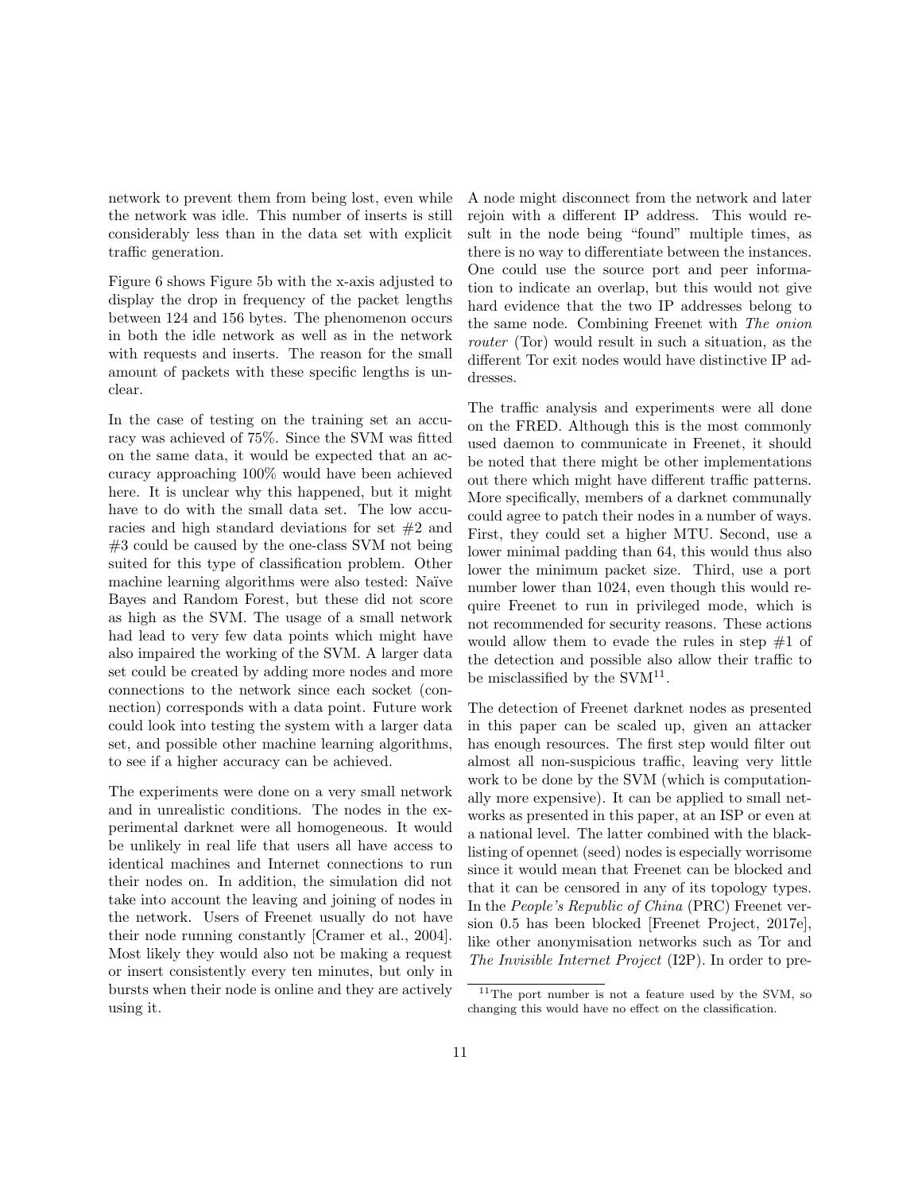network to prevent them from being lost, even while the network was idle. This number of inserts is still considerably less than in the data set with explicit traffic generation.

Figure 6 shows Figure 5b with the x-axis adjusted to display the drop in frequency of the packet lengths between 124 and 156 bytes. The phenomenon occurs in both the idle network as well as in the network with requests and inserts. The reason for the small amount of packets with these specific lengths is unclear.

In the case of testing on the training set an accuracy was achieved of 75%. Since the SVM was fitted on the same data, it would be expected that an accuracy approaching 100% would have been achieved here. It is unclear why this happened, but it might have to do with the small data set. The low accuracies and high standard deviations for set #2 and #3 could be caused by the one-class SVM not being suited for this type of classification problem. Other machine learning algorithms were also tested: Naïve Bayes and Random Forest, but these did not score as high as the SVM. The usage of a small network had lead to very few data points which might have also impaired the working of the SVM. A larger data set could be created by adding more nodes and more connections to the network since each socket (connection) corresponds with a data point. Future work could look into testing the system with a larger data set, and possible other machine learning algorithms, to see if a higher accuracy can be achieved.

The experiments were done on a very small network and in unrealistic conditions. The nodes in the experimental darknet were all homogeneous. It would be unlikely in real life that users all have access to identical machines and Internet connections to run their nodes on. In addition, the simulation did not take into account the leaving and joining of nodes in the network. Users of Freenet usually do not have their node running constantly [Cramer et al., 2004]. Most likely they would also not be making a request or insert consistently every ten minutes, but only in bursts when their node is online and they are actively using it.

A node might disconnect from the network and later rejoin with a different IP address. This would result in the node being "found" multiple times, as there is no way to differentiate between the instances. One could use the source port and peer information to indicate an overlap, but this would not give hard evidence that the two IP addresses belong to the same node. Combining Freenet with *The onion router* (Tor) would result in such a situation, as the different Tor exit nodes would have distinctive IP addresses.

The traffic analysis and experiments were all done on the FRED. Although this is the most commonly used daemon to communicate in Freenet, it should be noted that there might be other implementations out there which might have different traffic patterns. More specifically, members of a darknet communally could agree to patch their nodes in a number of ways. First, they could set a higher MTU. Second, use a lower minimal padding than 64, this would thus also lower the minimum packet size. Third, use a port number lower than 1024, even though this would require Freenet to run in privileged mode, which is not recommended for security reasons. These actions would allow them to evade the rules in step #1 of the detection and possible also allow their traffic to be misclassified by the SVM[11].

The detection of Freenet darknet nodes as presented in this paper can be scaled up, given an attacker has enough resources. The first step would filter out almost all non-suspicious traffic, leaving very little work to be done by the SVM (which is computationally more expensive). It can be applied to small networks as presented in this paper, at an ISP or even at a national level. The latter combined with the blacklisting of opennet (seed) nodes is especially worrisome since it would mean that Freenet can be blocked and that it can be censored in any of its topology types. In the *People's Republic of China* (PRC) Freenet version 0.5 has been blocked [Freenet Project, 2017e], like other anonymisation networks such as Tor and *The Invisible Internet Project* (I2P). In order to pre-

[11] The port number is not a feature used by the SVM, so changing this would have no effect on the classification.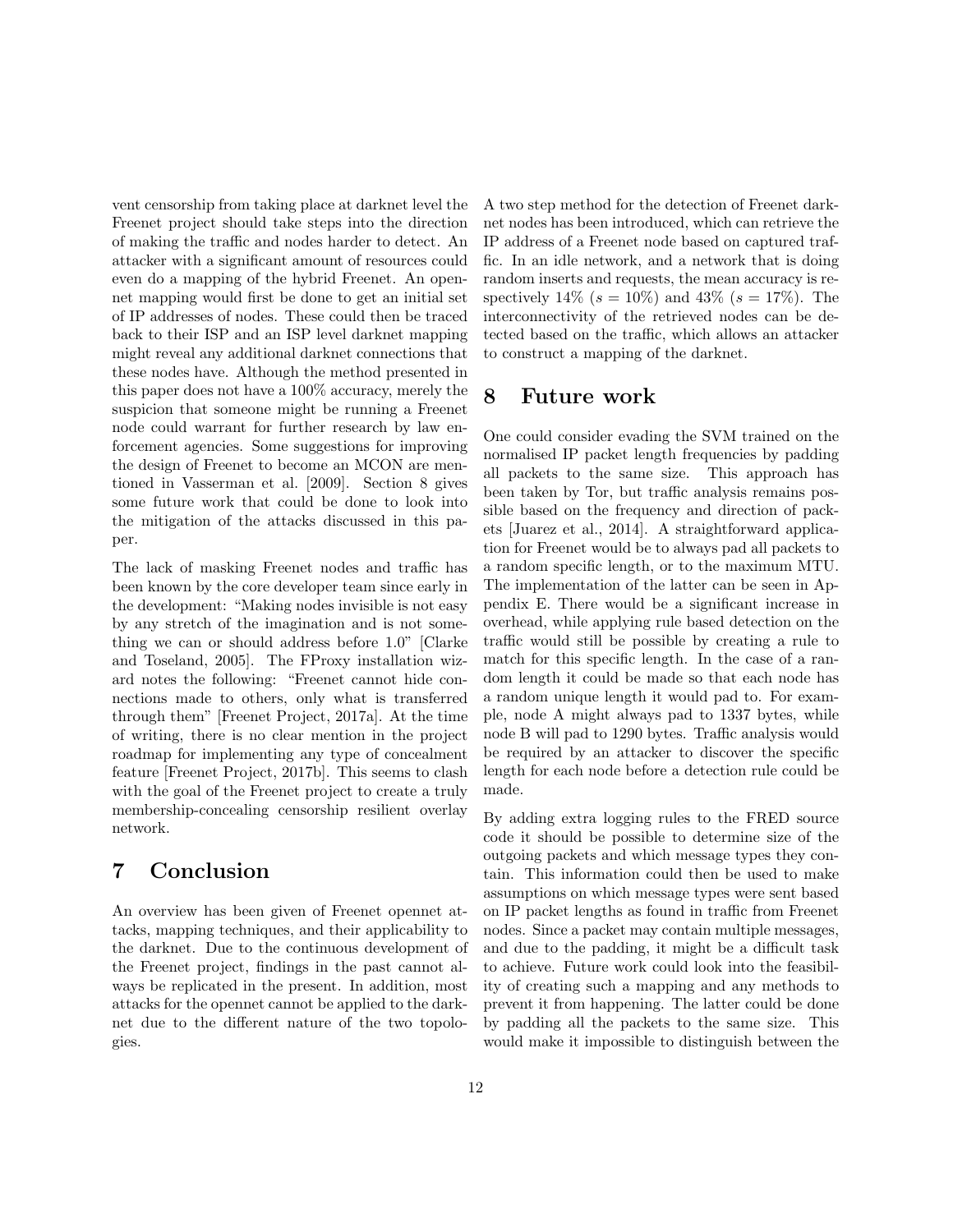vent censorship from taking place at darknet level the Freenet project should take steps into the direction of making the traffic and nodes harder to detect. An attacker with a significant amount of resources could even do a mapping of the hybrid Freenet. An opennet mapping would first be done to get an initial set of IP addresses of nodes. These could then be traced back to their ISP and an ISP level darknet mapping might reveal any additional darknet connections that these nodes have. Although the method presented in this paper does not have a 100% accuracy, merely the suspicion that someone might be running a Freenet node could warrant for further research by law enforcement agencies. Some suggestions for improving the design of Freenet to become an MCON are mentioned in Vasserman et al. [2009]. Section 8 gives some future work that could be done to look into the mitigation of the attacks discussed in this paper.

The lack of masking Freenet nodes and traffic has been known by the core developer team since early in the development: "Making nodes invisible is not easy by any stretch of the imagination and is not something we can or should address before 1.0" [Clarke and Toseland, 2005]. The FProxy installation wizard notes the following: "Freenet cannot hide connections made to others, only what is transferred through them" [Freenet Project, 2017a]. At the time of writing, there is no clear mention in the project roadmap for implementing any type of concealment feature [Freenet Project, 2017b]. This seems to clash with the goal of the Freenet project to create a truly membership-concealing censorship resilient overlay network.

# 7 Conclusion

An overview has been given of Freenet opennet attacks, mapping techniques, and their applicability to the darknet. Due to the continuous development of the Freenet project, findings in the past cannot always be replicated in the present. In addition, most attacks for the opennet cannot be applied to the darknet due to the different nature of the two topologies.

A two step method for the detection of Freenet darknet nodes has been introduced, which can retrieve the IP address of a Freenet node based on captured traffic. In an idle network, and a network that is doing random inserts and requests, the mean accuracy is respectively 14% ($s = 10\%$) and 43% ($s = 17\%$). The interconnectivity of the retrieved nodes can be detected based on the traffic, which allows an attacker to construct a mapping of the darknet.

# 8 Future work

One could consider evading the SVM trained on the normalised IP packet length frequencies by padding all packets to the same size. This approach has been taken by Tor, but traffic analysis remains possible based on the frequency and direction of packets [Juarez et al., 2014]. A straightforward application for Freenet would be to always pad all packets to a random specific length, or to the maximum MTU. The implementation of the latter can be seen in Appendix E. There would be a significant increase in overhead, while applying rule based detection on the traffic would still be possible by creating a rule to match for this specific length. In the case of a random length it could be made so that each node has a random unique length it would pad to. For example, node A might always pad to 1337 bytes, while node B will pad to 1290 bytes. Traffic analysis would be required by an attacker to discover the specific length for each node before a detection rule could be made.

By adding extra logging rules to the FRED source code it should be possible to determine size of the outgoing packets and which message types they contain. This information could then be used to make assumptions on which message types were sent based on IP packet lengths as found in traffic from Freenet nodes. Since a packet may contain multiple messages, and due to the padding, it might be a difficult task to achieve. Future work could look into the feasibility of creating such a mapping and any methods to prevent it from happening. The latter could be done by padding all the packets to the same size. This would make it impossible to distinguish between the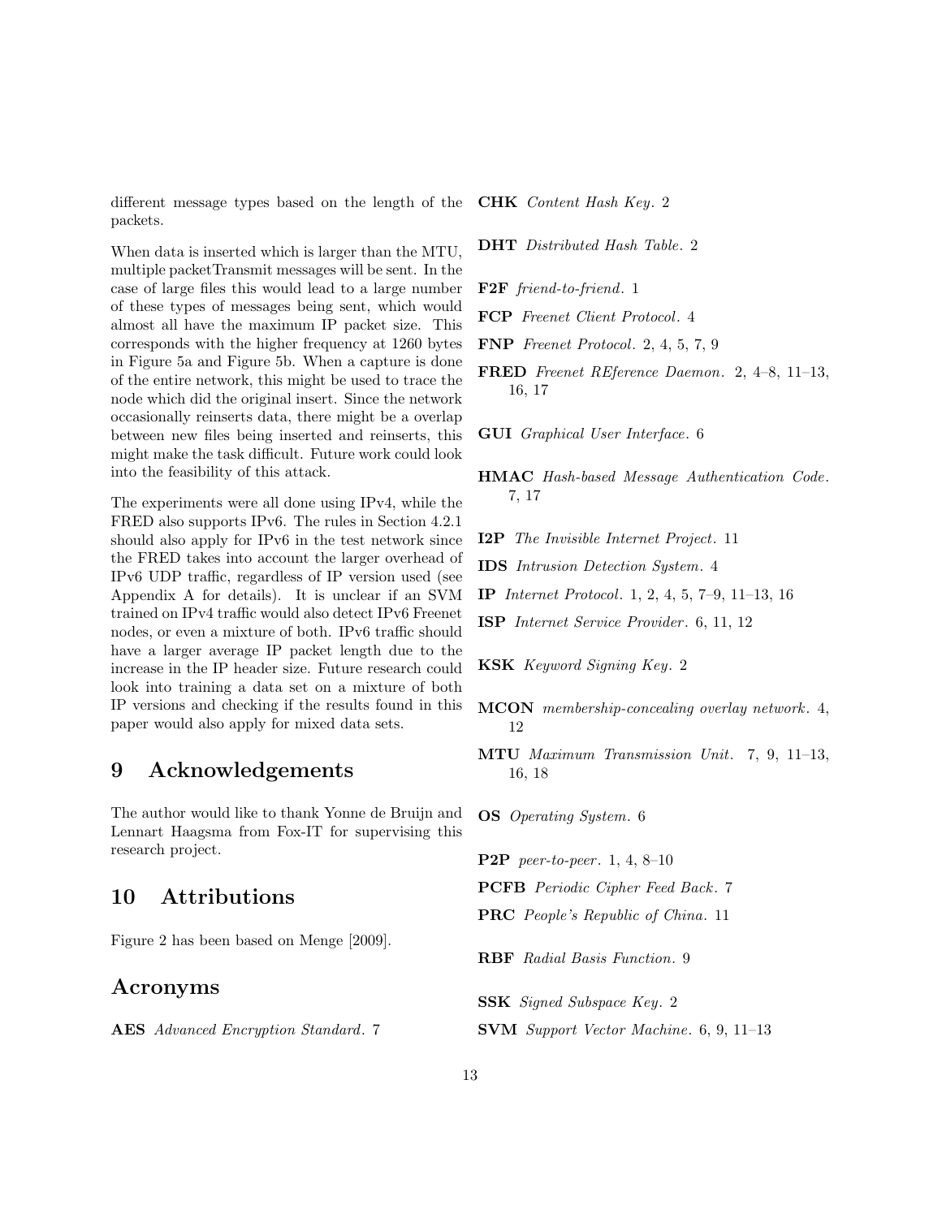different message types based on the length of the packets.

When data is inserted which is larger than the MTU, multiple packetTransmit messages will be sent. In the case of large files this would lead to a large number of these types of messages being sent, which would almost all have the maximum IP packet size. This corresponds with the higher frequency at 1260 bytes in Figure 5a and Figure 5b. When a capture is done of the entire network, this might be used to trace the node which did the original insert. Since the network occasionally reinserts data, there might be a overlap between new files being inserted and reinserts, this might make the task difficult. Future work could look into the feasibility of this attack.

The experiments were all done using IPv4, while the FRED also supports IPv6. The rules in Section 4.2.1 should also apply for IPv6 in the test network since the FRED takes into account the larger overhead of IPv6 UDP traffic, regardless of IP version used (see Appendix A for details). It is unclear if an SVM trained on IPv4 traffic would also detect IPv6 Freenet nodes, or even a mixture of both. IPv6 traffic should have a larger average IP packet length due to the increase in the IP header size. Future research could look into training a data set on a mixture of both IP versions and checking if the results found in this paper would also apply for mixed data sets.

# 9 Acknowledgements

The author would like to thank Yonne de Bruijn and Lennart Haagsma from Fox-IT for supervising this research project.

# 10 Attributions

Figure 2 has been based on Menge [2009].

## Acronyms

**AES** *Advanced Encryption Standard*. 7

**CHK** *Content Hash Key*. 2

**DHT** *Distributed Hash Table*. 2

**F2F** *friend-to-friend*. 1

**FCP** *Freenet Client Protocol*. 4

**FNP** *Freenet Protocol*. 2, 4, 5, 7, 9

**FRED** *Freenet REference Daemon*. 2, 4–8, 11–13, 16, 17

**GUI** *Graphical User Interface*. 6

**HMAC** *Hash-based Message Authentication Code*. 7, 17

**I2P** *The Invisible Internet Project*. 11

**IDS** *Intrusion Detection System*. 4

**IP** *Internet Protocol*. 1, 2, 4, 5, 7–9, 11–13, 16

**ISP** *Internet Service Provider*. 6, 11, 12

**KSK** *Keyword Signing Key*. 2

**MCON** *membership-concealing overlay network*. 4, 12

**MTU** *Maximum Transmission Unit*. 7, 9, 11–13, 16, 18

**OS** *Operating System*. 6

**P2P** *peer-to-peer*. 1, 4, 8–10

**PCFB** *Periodic Cipher Feed Back*. 7

**PRC** *People's Republic of China*. 11

**RBF** *Radial Basis Function*. 9

**SSK** *Signed Subspace Key*. 2

**SVM** *Support Vector Machine*. 6, 9, 11–13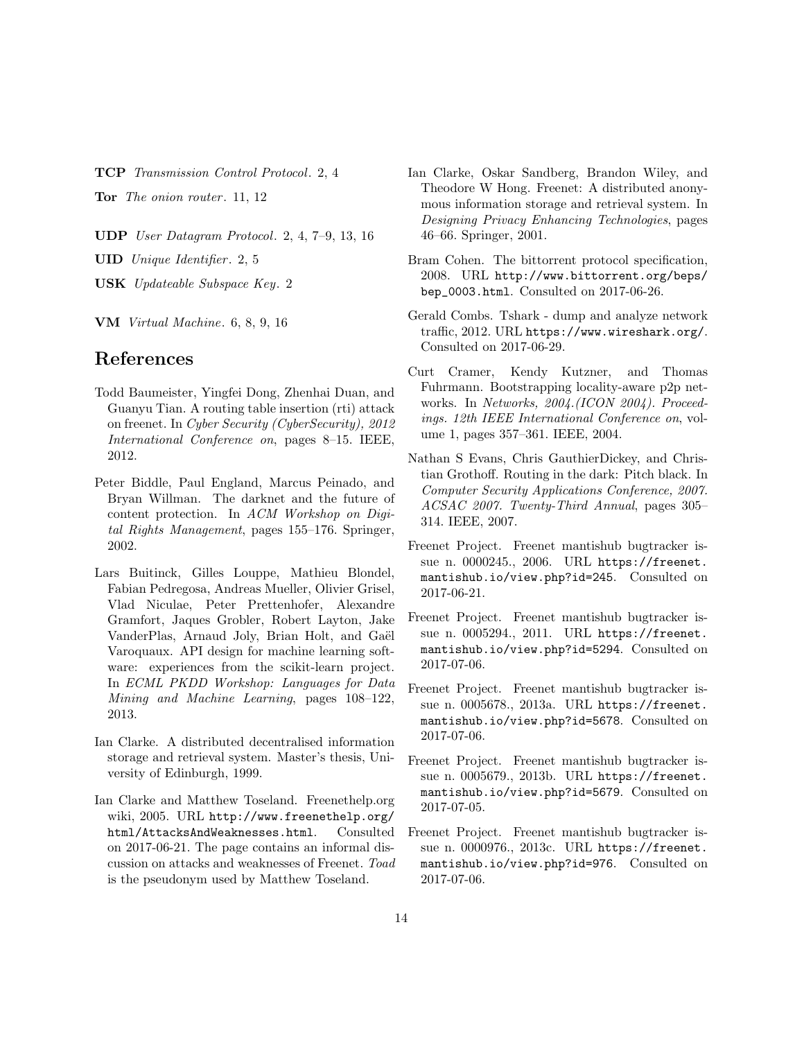**TCP** *Transmission Control Protocol*. 2, 4

**Tor** *The onion router*. 11, 12

**UDP** *User Datagram Protocol*. 2, 4, 7–9, 13, 16

**UID** *Unique Identifier*. 2, 5

**USK** *Updateable Subspace Key*. 2

**VM** *Virtual Machine*. 6, 8, 9, 16

## References

Todd Baumeister, Yingfei Dong, Zhenhai Duan, and Guanyu Tian. A routing table insertion (rti) attack on freenet. In *Cyber Security (CyberSecurity), 2012 International Conference on*, pages 8–15. IEEE, 2012.

Peter Biddle, Paul England, Marcus Peinado, and Bryan Willman. The darknet and the future of content protection. In *ACM Workshop on Digital Rights Management*, pages 155–176. Springer, 2002.

Lars Buitinck, Gilles Louppe, Mathieu Blondel, Fabian Pedregosa, Andreas Mueller, Olivier Grisel, Vlad Niculae, Peter Prettenhofer, Alexandre Gramfort, Jaques Grobler, Robert Layton, Jake VanderPlas, Arnaud Joly, Brian Holt, and Gaël Varoquaux. API design for machine learning software: experiences from the scikit-learn project. In *ECML PKDD Workshop: Languages for Data Mining and Machine Learning*, pages 108–122, 2013.

Ian Clarke. A distributed decentralised information storage and retrieval system. Master's thesis, University of Edinburgh, 1999.

Ian Clarke and Matthew Toseland. Freenethelp.org wiki, 2005. URL `http://www.freenethelp.org/html/AttacksAndWeaknesses.html`. Consulted on 2017-06-21. The page contains an informal discussion on attacks and weaknesses of Freenet. *Toad* is the pseudonym used by Matthew Toseland.

Ian Clarke, Oskar Sandberg, Brandon Wiley, and Theodore W Hong. Freenet: A distributed anonymous information storage and retrieval system. In *Designing Privacy Enhancing Technologies*, pages 46–66. Springer, 2001.

Bram Cohen. The bittorrent protocol specification, 2008. URL `http://www.bittorrent.org/beps/bep_0003.html`. Consulted on 2017-06-26.

Gerald Combs. Tshark - dump and analyze network traffic, 2012. URL `https://www.wireshark.org/`. Consulted on 2017-06-29.

Curt Cramer, Kendy Kutzner, and Thomas Fuhrmann. Bootstrapping locality-aware p2p networks. In *Networks, 2004.(ICON 2004). Proceedings. 12th IEEE International Conference on*, volume 1, pages 357–361. IEEE, 2004.

Nathan S Evans, Chris GauthierDickey, and Christian Grothoff. Routing in the dark: Pitch black. In *Computer Security Applications Conference, 2007. ACSAC 2007. Twenty-Third Annual*, pages 305–314. IEEE, 2007.

Freenet Project. Freenet mantishub bugtracker issue n. 0000245., 2006. URL `https://freenet.mantishub.io/view.php?id=245`. Consulted on 2017-06-21.

Freenet Project. Freenet mantishub bugtracker issue n. 0005294., 2011. URL `https://freenet.mantishub.io/view.php?id=5294`. Consulted on 2017-07-06.

Freenet Project. Freenet mantishub bugtracker issue n. 0005678., 2013a. URL `https://freenet.mantishub.io/view.php?id=5678`. Consulted on 2017-07-06.

Freenet Project. Freenet mantishub bugtracker issue n. 0005679., 2013b. URL `https://freenet.mantishub.io/view.php?id=5679`. Consulted on 2017-07-05.

Freenet Project. Freenet mantishub bugtracker issue n. 0000976., 2013c. URL `https://freenet.mantishub.io/view.php?id=976`. Consulted on 2017-07-06.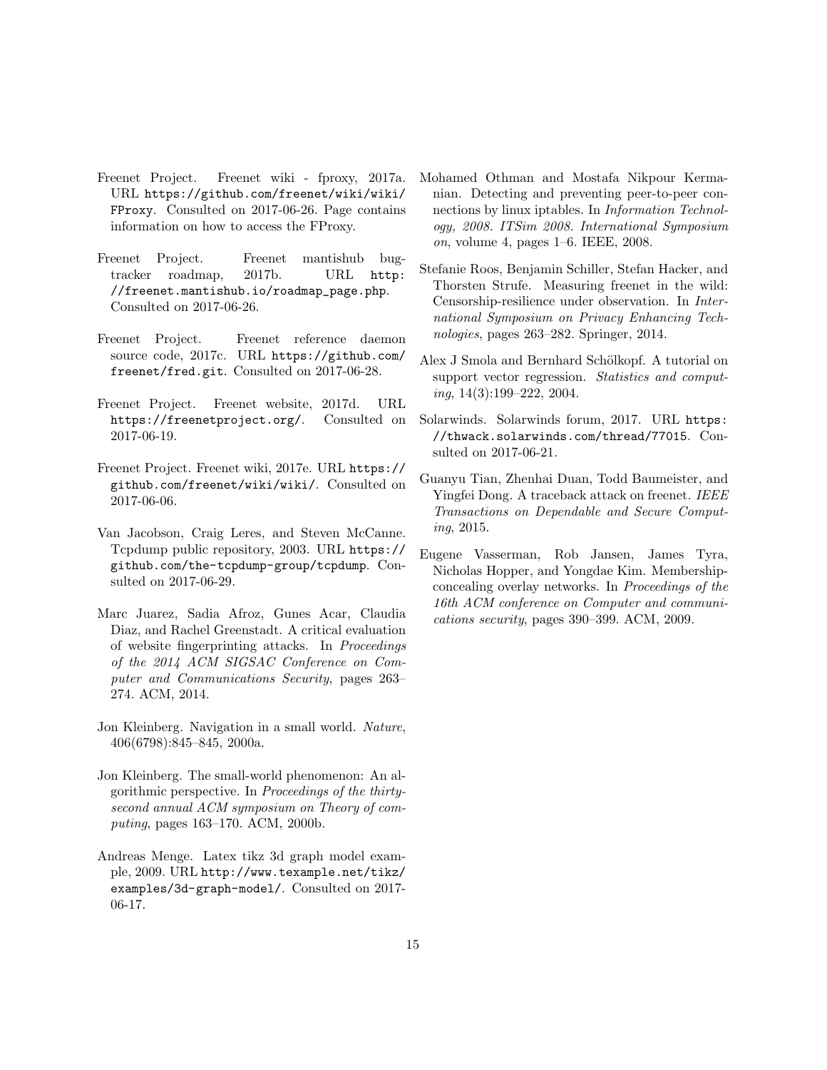Freenet Project. Freenet wiki - fproxy, 2017a. URL https://github.com/freenet/wiki/wiki/FProxy. Consulted on 2017-06-26. Page contains information on how to access the FProxy.

Freenet Project. Freenet mantishub bugtracker roadmap, 2017b. URL http://freenet.mantishub.io/roadmap_page.php. Consulted on 2017-06-26.

Freenet Project. Freenet reference daemon source code, 2017c. URL https://github.com/freenet/fred.git. Consulted on 2017-06-28.

Freenet Project. Freenet website, 2017d. URL https://freenetproject.org/. Consulted on 2017-06-19.

Freenet Project. Freenet wiki, 2017e. URL https://github.com/freenet/wiki/wiki/. Consulted on 2017-06-06.

Van Jacobson, Craig Leres, and Steven McCanne. Tcpdump public repository, 2003. URL https://github.com/the-tcpdump-group/tcpdump. Consulted on 2017-06-29.

Marc Juarez, Sadia Afroz, Gunes Acar, Claudia Diaz, and Rachel Greenstadt. A critical evaluation of website fingerprinting attacks. In *Proceedings of the 2014 ACM SIGSAC Conference on Computer and Communications Security*, pages 263–274. ACM, 2014.

Jon Kleinberg. Navigation in a small world. *Nature*, 406(6798):845–845, 2000a.

Jon Kleinberg. The small-world phenomenon: An algorithmic perspective. In *Proceedings of the thirty-second annual ACM symposium on Theory of computing*, pages 163–170. ACM, 2000b.

Andreas Menge. Latex tikz 3d graph model example, 2009. URL http://www.texample.net/tikz/examples/3d-graph-model/. Consulted on 2017-06-17.

Mohamed Othman and Mostafa Nikpour Kermanian. Detecting and preventing peer-to-peer connections by linux iptables. In *Information Technology, 2008. ITSim 2008. International Symposium on*, volume 4, pages 1–6. IEEE, 2008.

Stefanie Roos, Benjamin Schiller, Stefan Hacker, and Thorsten Strufe. Measuring freenet in the wild: Censorship-resilience under observation. In *International Symposium on Privacy Enhancing Technologies*, pages 263–282. Springer, 2014.

Alex J Smola and Bernhard Schölkopf. A tutorial on support vector regression. *Statistics and computing*, 14(3):199–222, 2004.

Solarwinds. Solarwinds forum, 2017. URL https://thwack.solarwinds.com/thread/77015. Consulted on 2017-06-21.

Guanyu Tian, Zhenhai Duan, Todd Baumeister, and Yingfei Dong. A traceback attack on freenet. *IEEE Transactions on Dependable and Secure Computing*, 2015.

Eugene Vasserman, Rob Jansen, James Tyra, Nicholas Hopper, and Yongdae Kim. Membership-concealing overlay networks. In *Proceedings of the 16th ACM conference on Computer and communications security*, pages 390–399. ACM, 2009.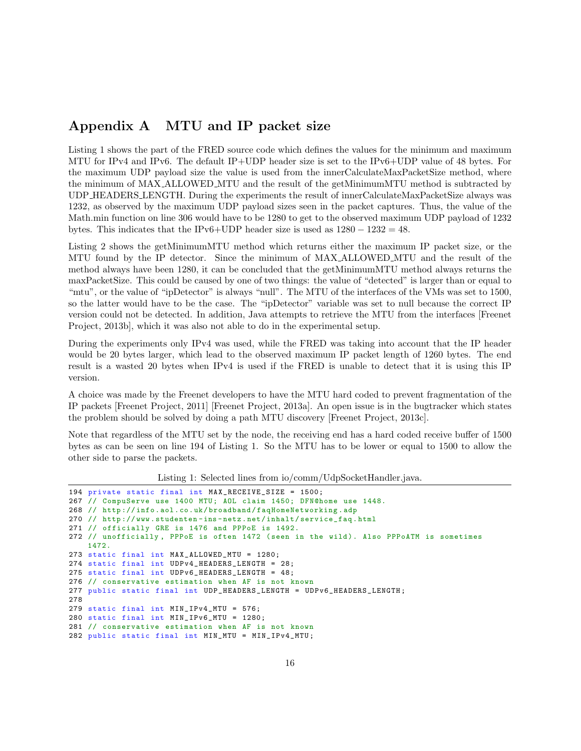## Appendix A MTU and IP packet size

Listing 1 shows the part of the FRED source code which defines the values for the minimum and maximum MTU for IPv4 and IPv6. The default IP+UDP header size is set to the IPv6+UDP value of 48 bytes. For the maximum UDP payload size the value is used from the innerCalculateMaxPacketSize method, where the minimum of MAX_ALLOWED_MTU and the result of the getMinimumMTU method is subtracted by UDP_HEADERS_LENGTH. During the experiments the result of innerCalculateMaxPacketSize always was 1232, as observed by the maximum UDP payload sizes seen in the packet captures. Thus, the value of the Math.min function on line 306 would have to be 1280 to get to the observed maximum UDP payload of 1232 bytes. This indicates that the IPv6+UDP header size is used as $1280 - 1232 = 48$.

Listing 2 shows the getMinimumMTU method which returns either the maximum IP packet size, or the MTU found by the IP detector. Since the minimum of MAX_ALLOWED_MTU and the result of the method always have been 1280, it can be concluded that the getMinimumMTU method always returns the maxPacketSize. This could be caused by one of two things: the value of "detected" is larger than or equal to "mtu", or the value of "ipDetector" is always "null". The MTU of the interfaces of the VMs was set to 1500, so the latter would have to be the case. The "ipDetector" variable was set to null because the correct IP version could not be detected. In addition, Java attempts to retrieve the MTU from the interfaces [Freenet Project, 2013b], which it was also not able to do in the experimental setup.

During the experiments only IPv4 was used, while the FRED was taking into account that the IP header would be 20 bytes larger, which lead to the observed maximum IP packet length of 1260 bytes. The end result is a wasted 20 bytes when IPv4 is used if the FRED is unable to detect that it is using this IP version.

A choice was made by the Freenet developers to have the MTU hard coded to prevent fragmentation of the IP packets [Freenet Project, 2011] [Freenet Project, 2013a]. An open issue is in the bugtracker which states the problem should be solved by doing a path MTU discovery [Freenet Project, 2013c].

Note that regardless of the MTU set by the node, the receiving end has a hard coded receive buffer of 1500 bytes as can be seen on line 194 of Listing 1. So the MTU has to be lower or equal to 1500 to allow the other side to parse the packets.

Listing 1: Selected lines from io/comm/UdpSocketHandler.java.

```
194 private static final int MAX_RECEIVE_SIZE = 1500;
267 // CompuServe use 1400 MTU; AOL claim 1450; DFN@home use 1448.
268 // http://info.aol.co.uk/broadband/faqHomeNetworking.adp
270 // http://www.studenten-ins-netz.net/inhalt/service_faq.html
271 // officially GRE is 1476 and PPPoE is 1492.
272 // unofficially, PPPoE is often 1472 (seen in the wild). Also PPPoATM is sometimes
    1472.
273 static final int MAX_ALLOWED_MTU = 1280;
274 static final int UDPv4_HEADERS_LENGTH = 28;
275 static final int UDPv6_HEADERS_LENGTH = 48;
276 // conservative estimation when AF is not known
277 public static final int UDP_HEADERS_LENGTH = UDPv6_HEADERS_LENGTH;
278
279 static final int MIN_IPv4_MTU = 576;
280 static final int MIN_IPv6_MTU = 1280;
281 // conservative estimation when AF is not known
282 public static final int MIN_MTU = MIN_IPv4_MTU;
```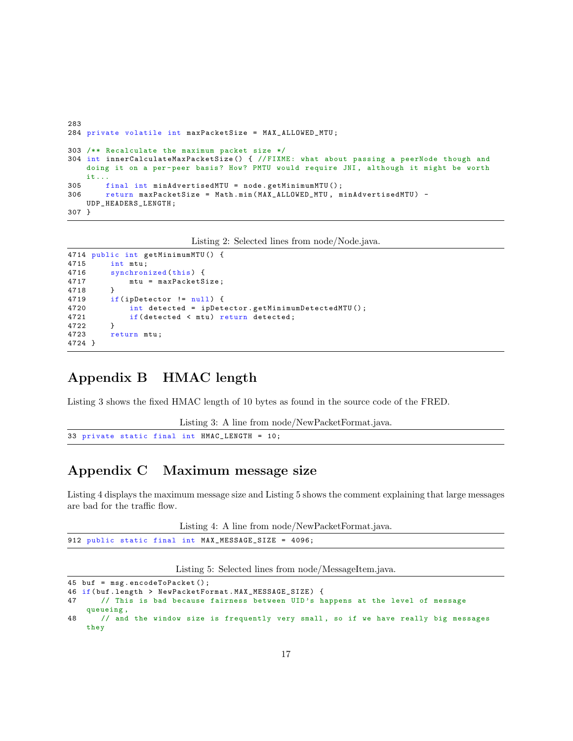```
283
284 private volatile int maxPacketSize = MAX_ALLOWED_MTU;

303 /** Recalculate the maximum packet size */
304 int innerCalculateMaxPacketSize() { //FIXME: what about passing a peerNode though and
    doing it on a per-peer basis? How? PMTU would require JNI, although it might be worth
    it...
305     final int minAdvertisedMTU = node.getMinimumMTU();
306     return maxPacketSize = Math.min(MAX_ALLOWED_MTU, minAdvertisedMTU) -
    UDP_HEADERS_LENGTH;
307 }
```

Listing 2: Selected lines from node/Node.java.

```
4714 public int getMinimumMTU() {
4715     int mtu;
4716     synchronized(this) {
4717         mtu = maxPacketSize;
4718     }
4719     if(ipDetector != null) {
4720         int detected = ipDetector.getMinimumDetectedMTU();
4721         if(detected < mtu) return detected;
4722     }
4723     return mtu;
4724 }
```

## Appendix B HMAC length

Listing 3 shows the fixed HMAC length of 10 bytes as found in the source code of the FRED.

Listing 3: A line from node/NewPacketFormat.java.

```
33 private static final int HMAC_LENGTH = 10;
```

## Appendix C Maximum message size

Listing 4 displays the maximum message size and Listing 5 shows the comment explaining that large messages are bad for the traffic flow.

Listing 4: A line from node/NewPacketFormat.java.

```
912 public static final int MAX_MESSAGE_SIZE = 4096;
```

Listing 5: Selected lines from node/MessageItem.java.

```
45 buf = msg.encodeToPacket();
46 if(buf.length > NewPacketFormat.MAX_MESSAGE_SIZE) {
47     // This is bad because fairness between UID's happens at the level of message
   queueing,
48     // and the window size is frequently very small, so if we have really big messages
   they
```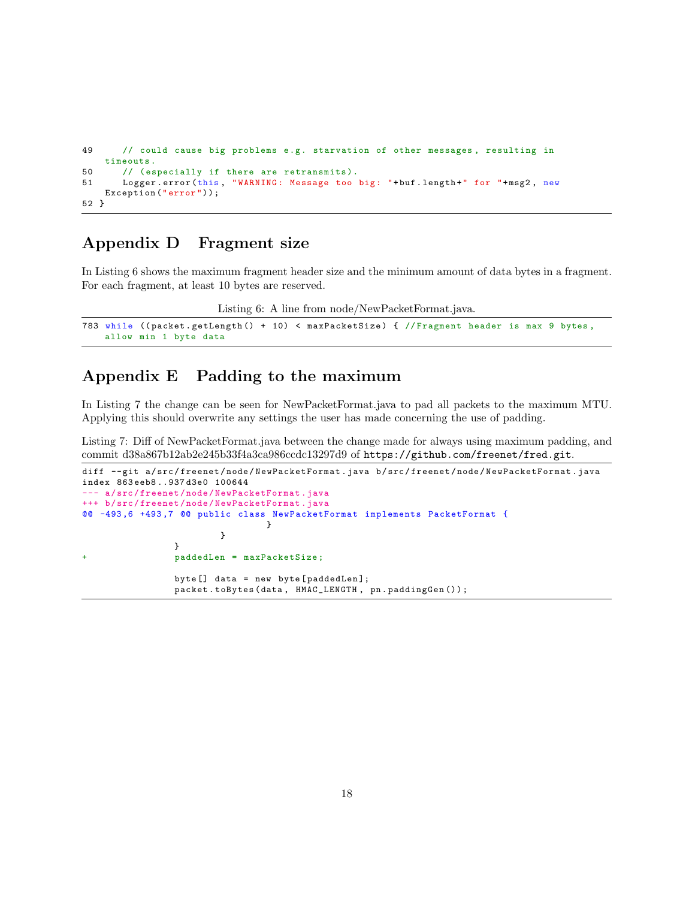```
49     // could cause big problems e.g. starvation of other messages, resulting in
   timeouts.
50     // (especially if there are retransmits).
51     Logger.error(this, "WARNING: Message too big: "+buf.length+" for "+msg2, new
   Exception("error"));
52 }
```

## Appendix D  Fragment size

In Listing 6 shows the maximum fragment header size and the minimum amount of data bytes in a fragment. For each fragment, at least 10 bytes are reserved.

Listing 6: A line from node/NewPacketFormat.java.

```
783 while ((packet.getLength() + 10) < maxPacketSize) { //Fragment header is max 9 bytes,
    allow min 1 byte data
```

## Appendix E  Padding to the maximum

In Listing 7 the change can be seen for NewPacketFormat.java to pad all packets to the maximum MTU. Applying this should overwrite any settings the user has made concerning the use of padding.

Listing 7: Diff of NewPacketFormat.java between the change made for always using maximum padding, and commit d38a867b12ab2e245b33f4a3ca986ccdc13297d9 of https://github.com/freenet/fred.git.

```
diff --git a/src/freenet/node/NewPacketFormat.java b/src/freenet/node/NewPacketFormat.java
index 863eeb8..937d3e0 100644
--- a/src/freenet/node/NewPacketFormat.java
+++ b/src/freenet/node/NewPacketFormat.java
@@ -493,6 +493,7 @@ public class NewPacketFormat implements PacketFormat {
                                        }
                                }
                        }
+                       paddedLen = maxPacketSize;

                        byte[] data = new byte[paddedLen];
                        packet.toBytes(data, HMAC_LENGTH, pn.paddingGen());
```